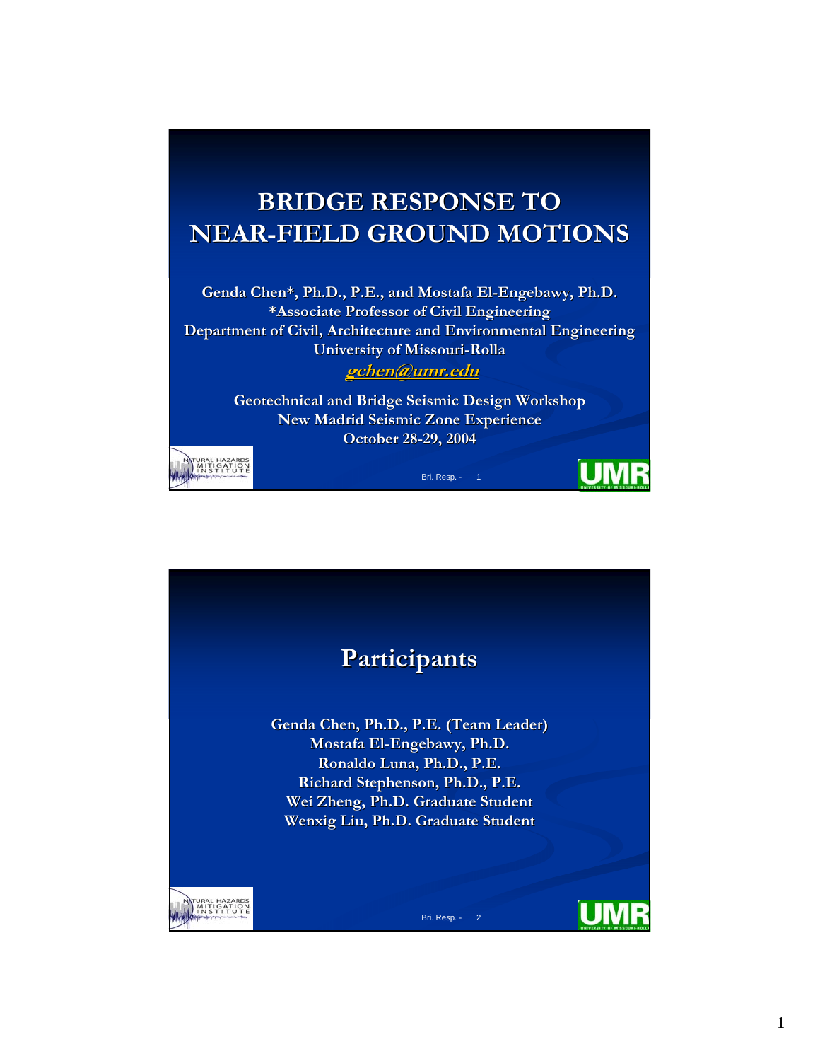# BRIDGE RESPONSE TO NEAR-FIELD GROUND MOTIONS

**Genda Chen\*, Ph.D., P.E., and Mostafa El-Engebawy, Ph.D.**
**\*Associate Professor of Civil Engineering**
**Department of Civil, Architecture and Environmental Engineering**
**University of Missouri-Rolla**
**gchen@umr.edu**

**Geotechnical and Bridge Seismic Design Workshop**
**New Madrid Seismic Zone Experience**
**October 28-29, 2004**

---

## Participants

**Genda Chen, Ph.D., P.E. (Team Leader)**
**Mostafa El-Engebawy, Ph.D.**
**Ronaldo Luna, Ph.D., P.E.**
**Richard Stephenson, Ph.D., P.E.**
**Wei Zheng, Ph.D. Graduate Student**
**Wenxig Liu, Ph.D. Graduate Student**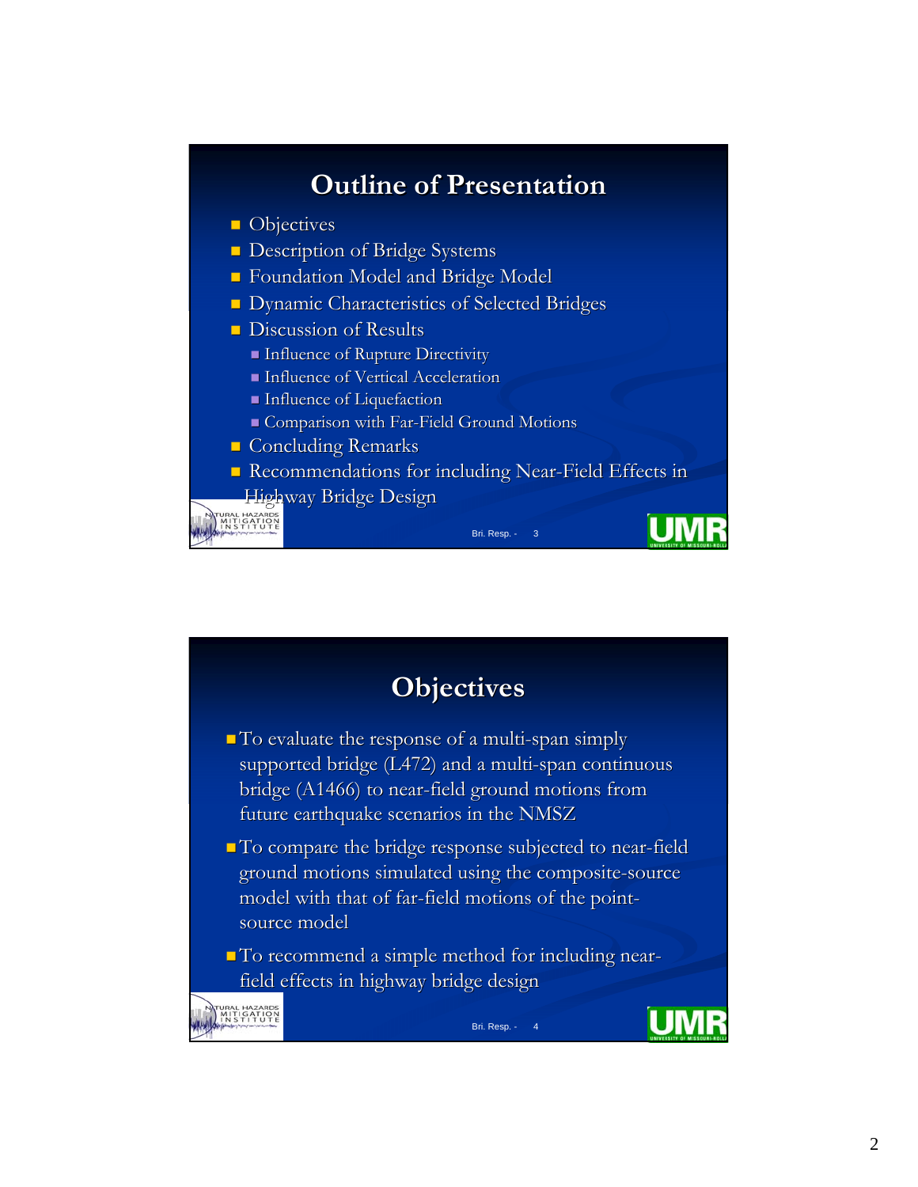## Outline of Presentation

- Objectives
- Description of Bridge Systems
- Foundation Model and Bridge Model
- Dynamic Characteristics of Selected Bridges
- Discussion of Results
  - Influence of Rupture Directivity
  - Influence of Vertical Acceleration
  - Influence of Liquefaction
  - Comparison with Far-Field Ground Motions
- Concluding Remarks
- Recommendations for including Near-Field Effects in Highway Bridge Design

## Objectives

- To evaluate the response of a multi-span simply supported bridge (L472) and a multi-span continuous bridge (A1466) to near-field ground motions from future earthquake scenarios in the NMSZ
- To compare the bridge response subjected to near-field ground motions simulated using the composite-source model with that of far-field motions of the point-source model
- To recommend a simple method for including near-field effects in highway bridge design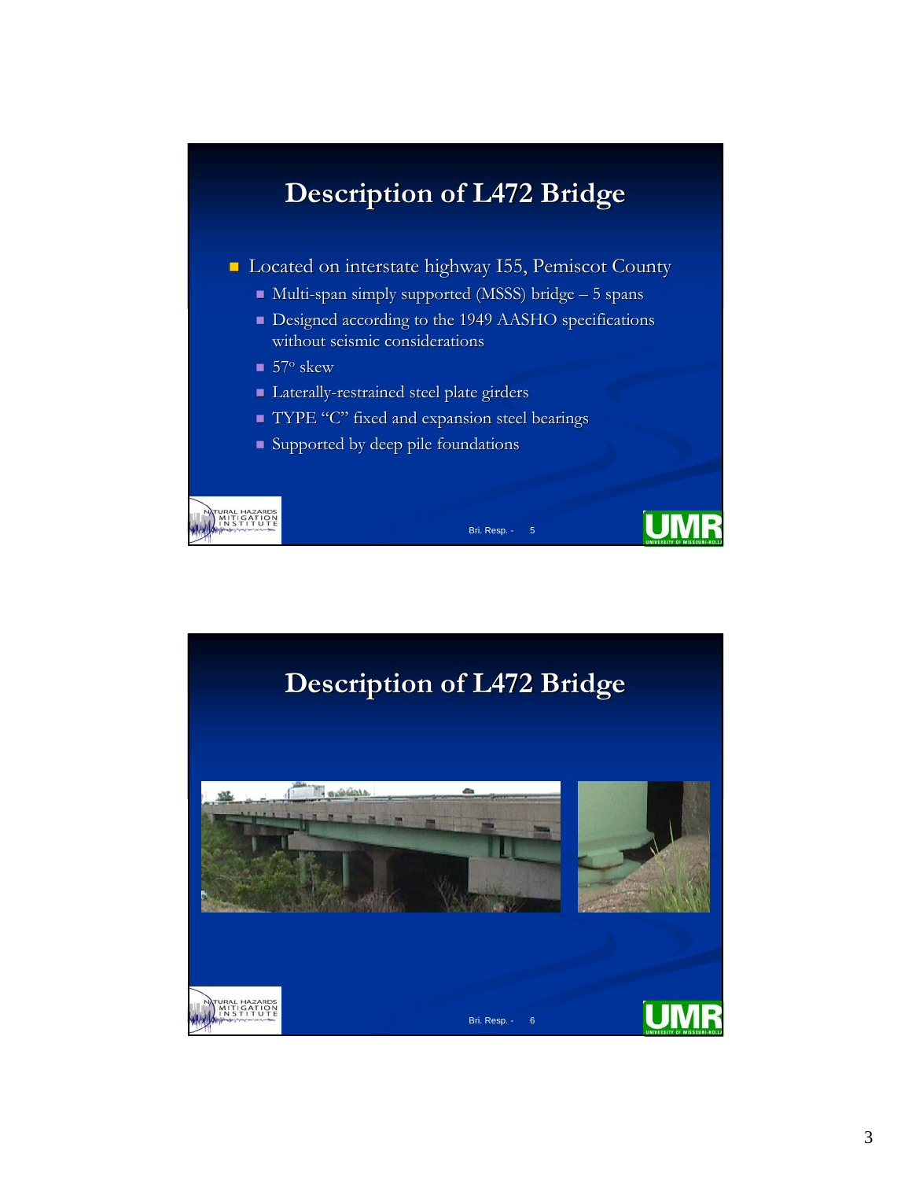## Description of L472 Bridge

- Located on interstate highway I55, Pemiscot County
  - Multi-span simply supported (MSSS) bridge – 5 spans
  - Designed according to the 1949 AASHO specifications without seismic considerations
  - 57° skew
  - Laterally-restrained steel plate girders
  - TYPE "C" fixed and expansion steel bearings
  - Supported by deep pile foundations

## Description of L472 Bridge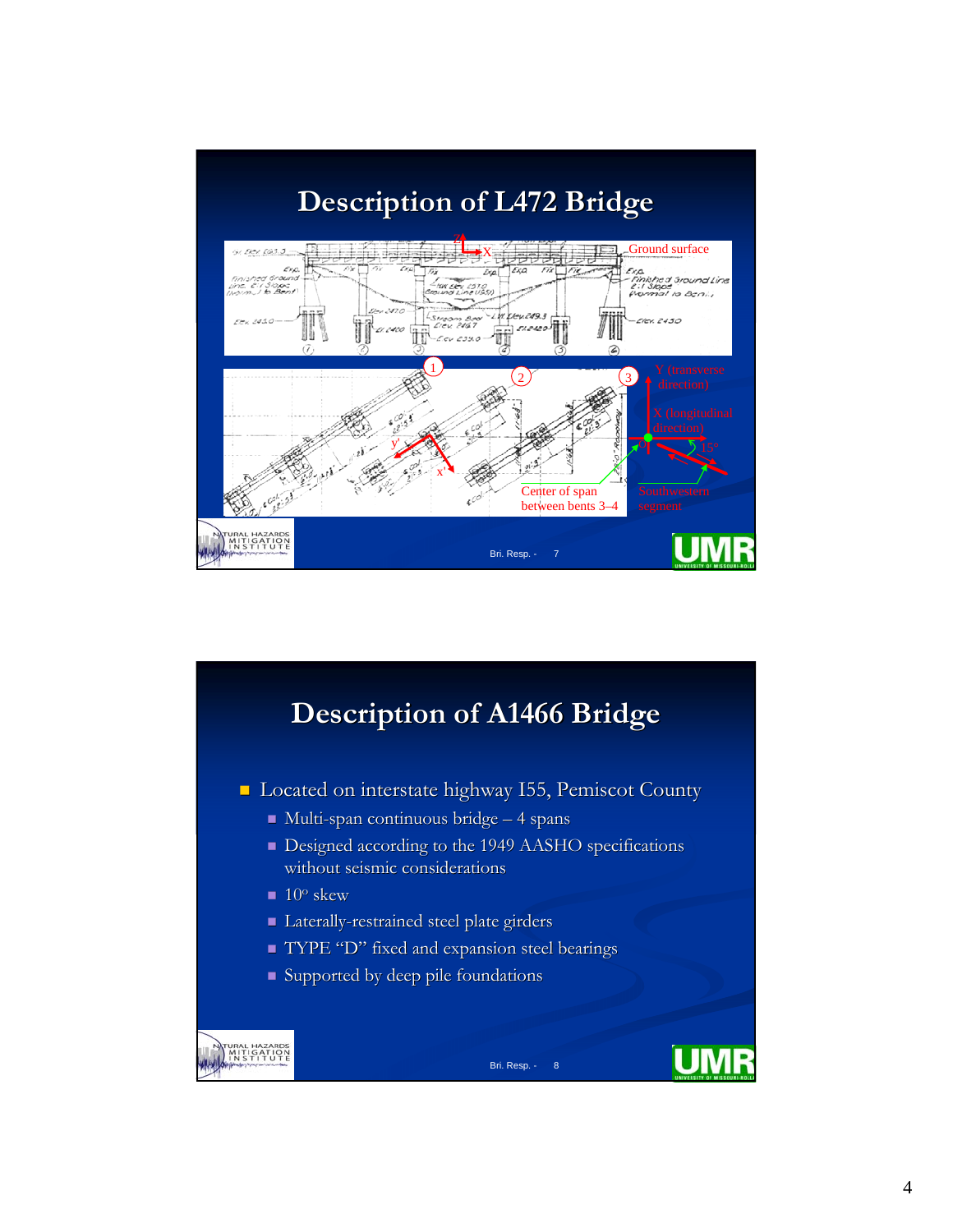## Description of L472 Bridge

Ground surface

Center of span between bents 3–4

Southwestern segment

Y (transverse direction)

X (longitudinal direction)

15°

## Description of A1466 Bridge

- Located on interstate highway I55, Pemiscot County
  - Multi-span continuous bridge – 4 spans
  - Designed according to the 1949 AASHO specifications without seismic considerations
  - 10° skew
  - Laterally-restrained steel plate girders
  - TYPE "D" fixed and expansion steel bearings
  - Supported by deep pile foundations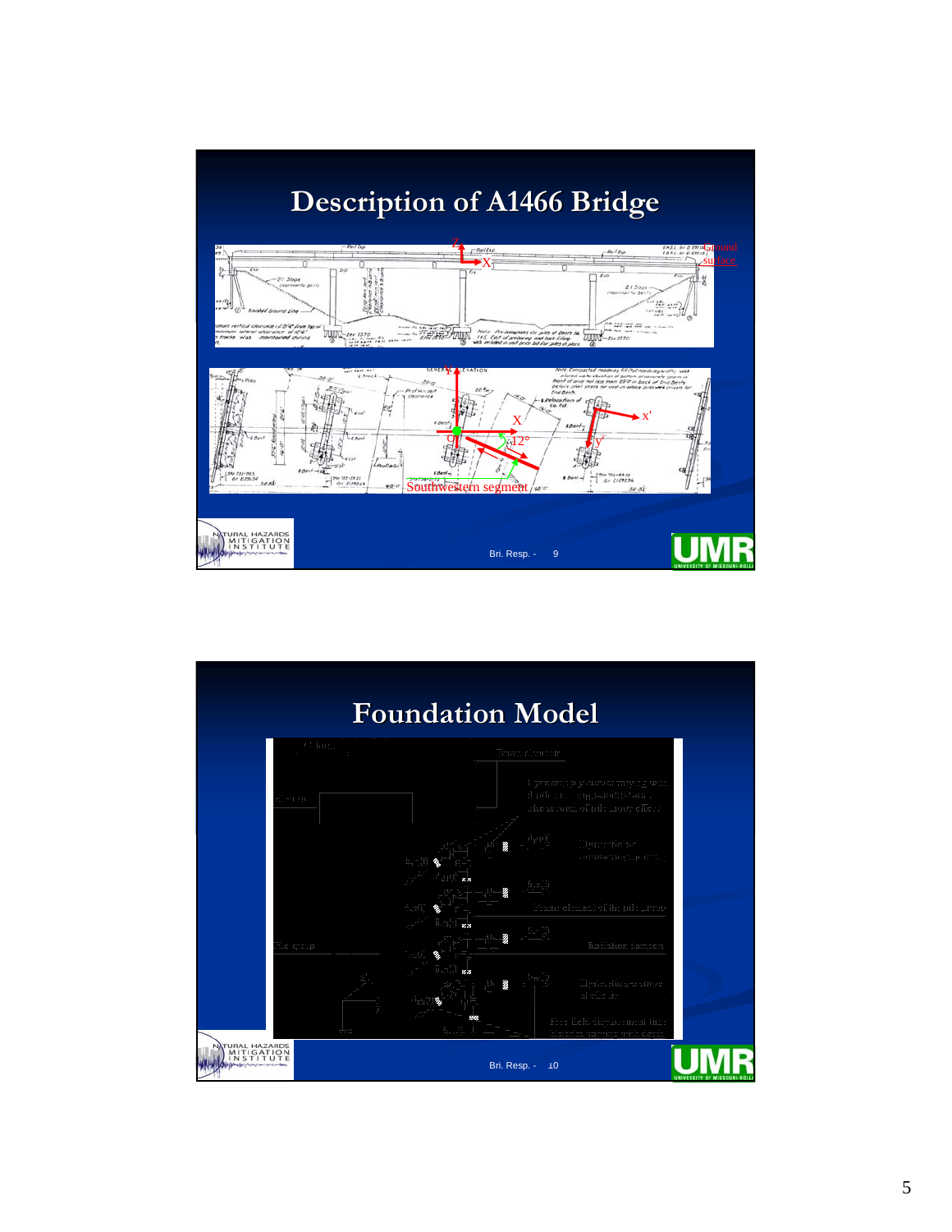# Description of A1466 Bridge

Z

X

Ground surface

Y

X

O

12°

x'

y'

Southwestern segment

# Foundation Model

Frame element

Bri. Resp. - 9

Bri. Resp. - 10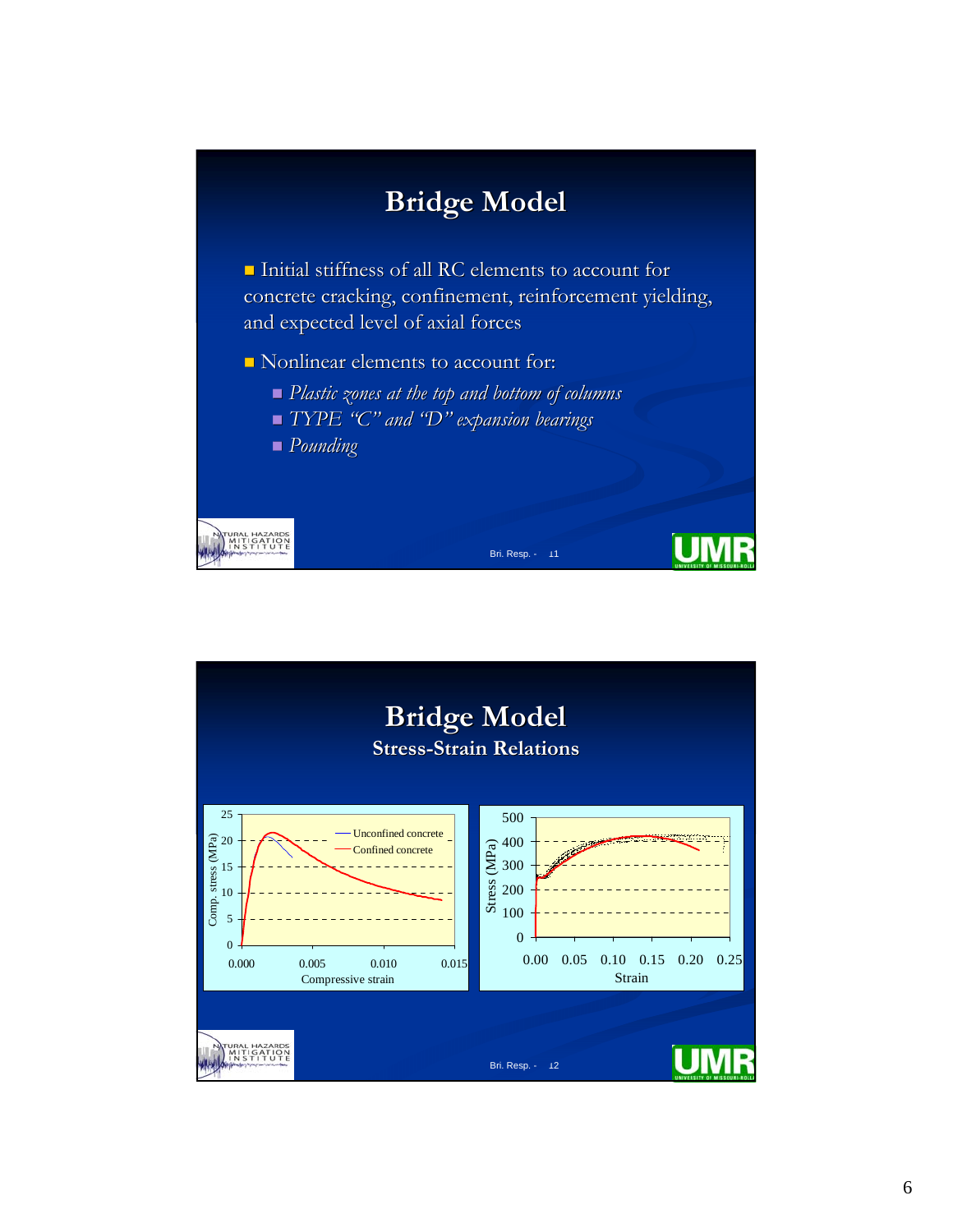# Bridge Model

- Initial stiffness of all RC elements to account for concrete cracking, confinement, reinforcement yielding, and expected level of axial forces
- Nonlinear elements to account for:
  - *Plastic zones at the top and bottom of columns*
  - *TYPE "C" and "D" expansion bearings*
  - *Pounding*

# Bridge Model

## Stress-Strain Relations

Comp. stress (MPa) vs. Compressive strain — Unconfined concrete, Confined concrete

Stress (MPa) vs. Strain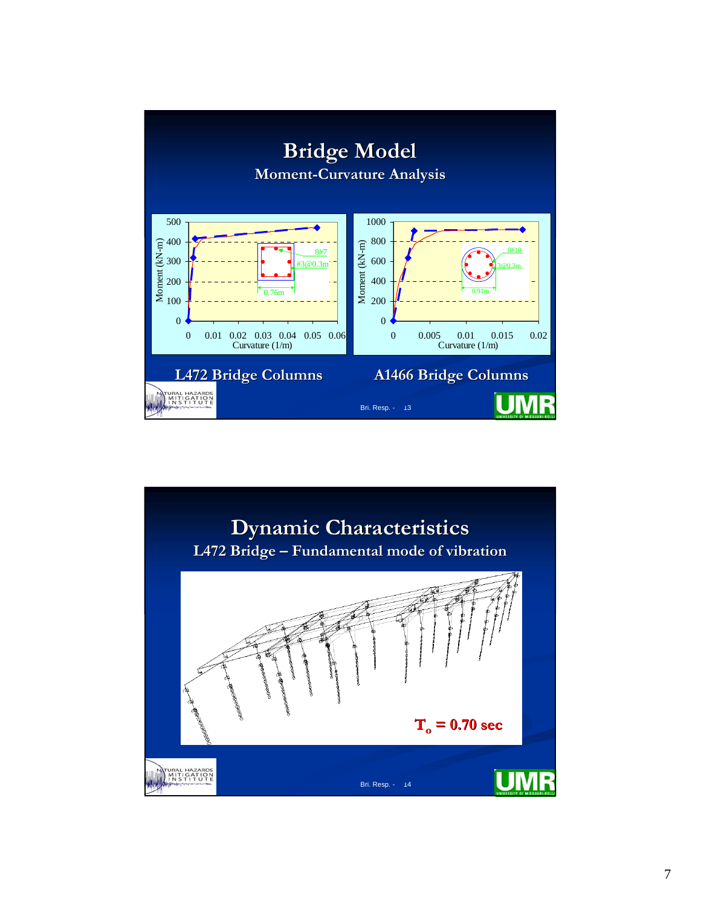# Bridge Model

## Moment-Curvature Analysis

**L472 Bridge Columns**

**A1466 Bridge Columns**

# Dynamic Characteristics

## L472 Bridge – Fundamental mode of vibration

$T_o$ = 0.70 sec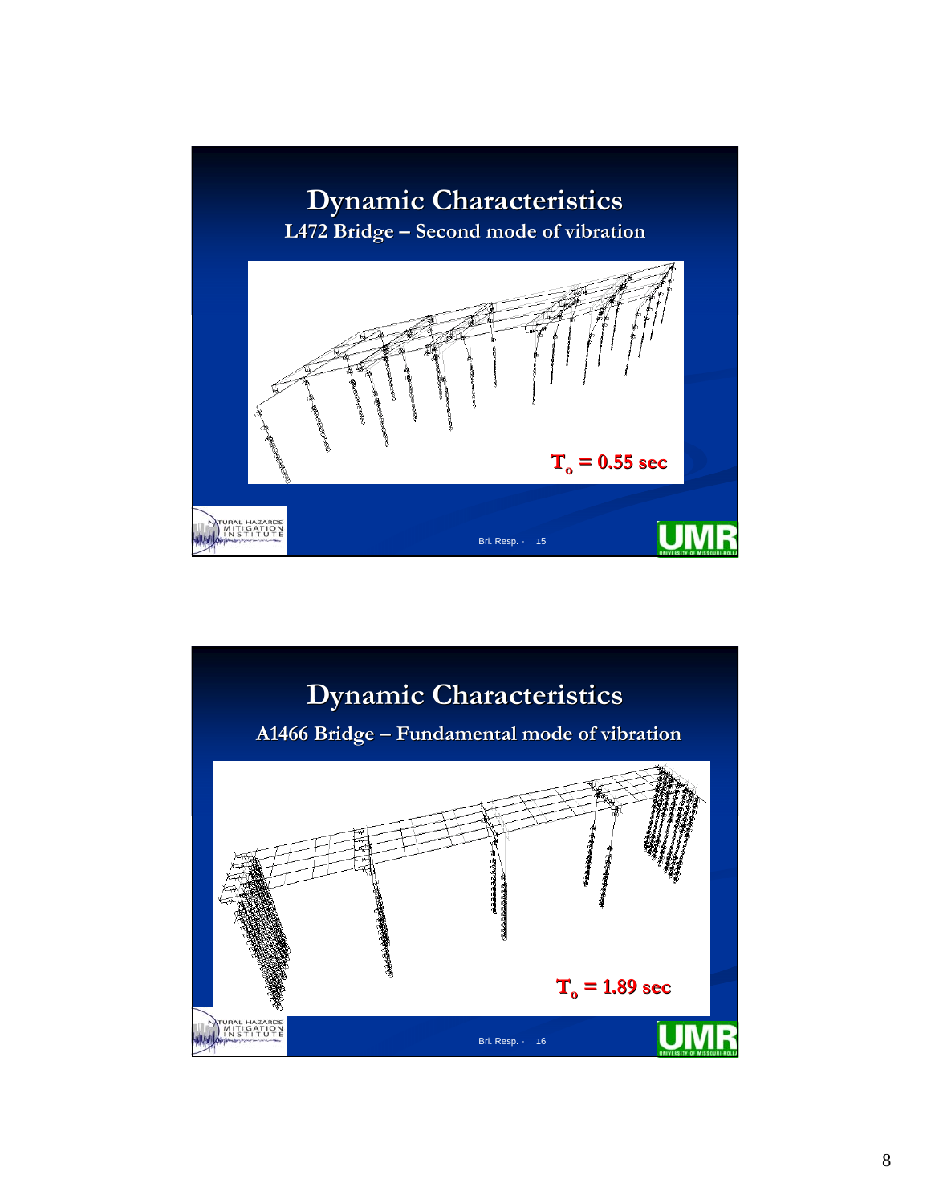# Dynamic Characteristics

## L472 Bridge – Second mode of vibration

$T_o = 0.55$ sec

# Dynamic Characteristics

## A1466 Bridge – Fundamental mode of vibration

$T_o = 1.89$ sec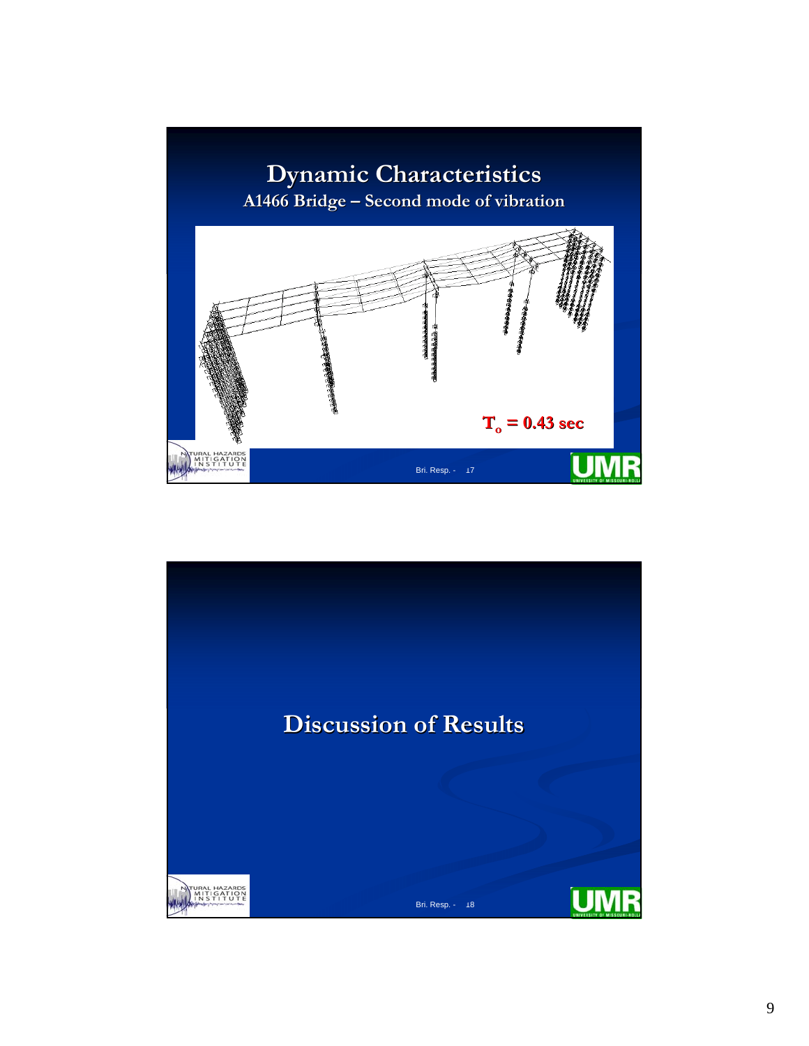# Dynamic Characteristics

## A1466 Bridge – Second mode of vibration

$T_o = 0.43$ sec

# Discussion of Results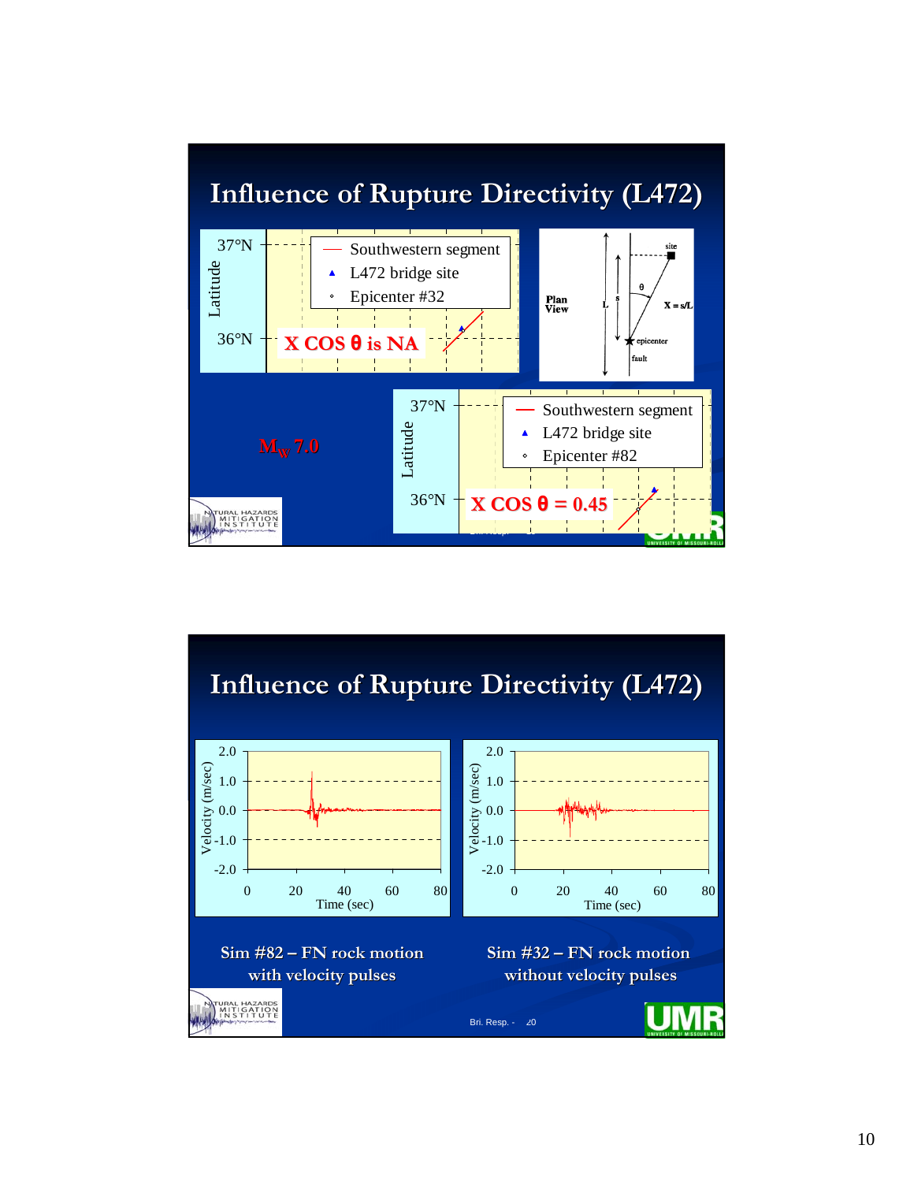## Influence of Rupture Directivity (L472)

37°N

36°N

Latitude

Southwestern segment

L472 bridge site

Epicenter #32

X COS θ is NA

Plan View

site

θ

L

s

X = s/L

epicenter

fault

$M_W$ 7.0

37°N

36°N

Latitude

Southwestern segment

L472 bridge site

Epicenter #82

X COS θ = 0.45

## Influence of Rupture Directivity (L472)

Velocity (m/sec)

2.0, 1.0, 0.0, -1.0, -2.0

Time (sec)

0, 20, 40, 60, 80

Sim #82 – FN rock motion with velocity pulses

Velocity (m/sec)

2.0, 1.0, 0.0, -1.0, -2.0

Time (sec)

0, 20, 40, 60, 80

Sim #32 – FN rock motion without velocity pulses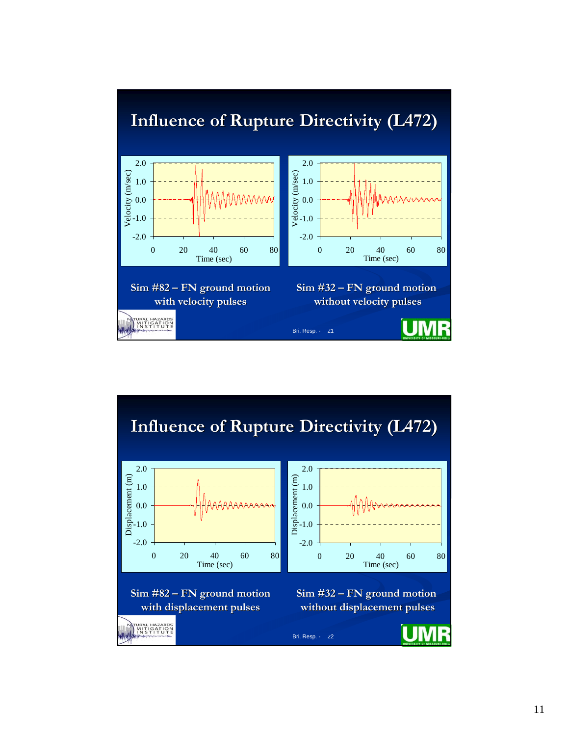## Influence of Rupture Directivity (L472)

Sim #82 – FN ground motion with velocity pulses

Sim #32 – FN ground motion without velocity pulses

## Influence of Rupture Directivity (L472)

Sim #82 – FN ground motion with displacement pulses

Sim #32 – FN ground motion without displacement pulses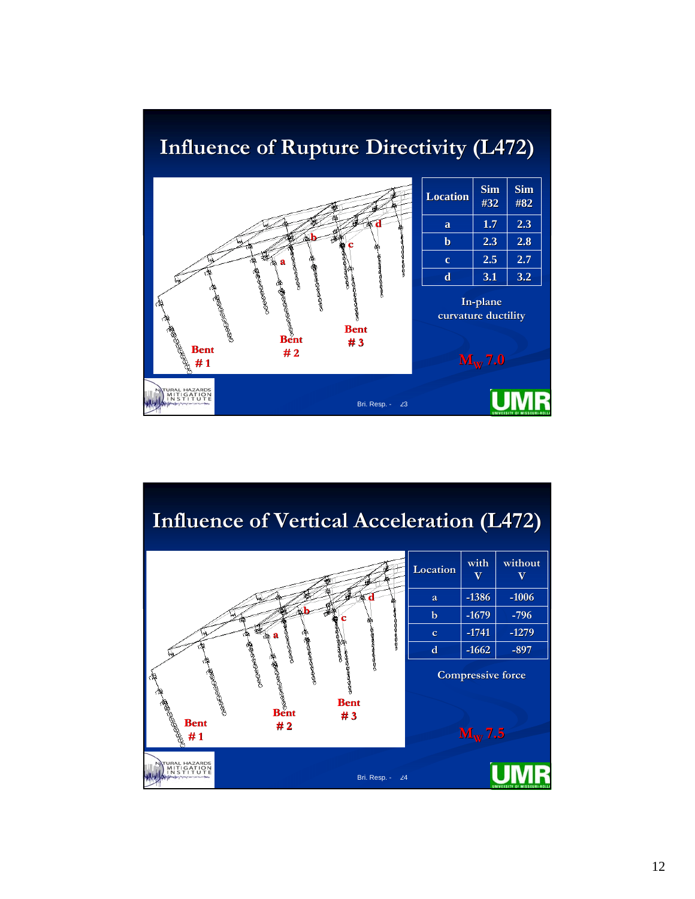## Influence of Rupture Directivity (L472)

| Location | Sim #32 | Sim #82 |
|---|---|---|
| a | 1.7 | 2.3 |
| b | 2.3 | 2.8 |
| c | 2.5 | 2.7 |
| d | 3.1 | 3.2 |

In-plane curvature ductility

$M_W$ 7.0

Bent # 1 Bent # 2 Bent # 3

## Influence of Vertical Acceleration (L472)

| Location | with V | without V |
|---|---|---|
| a | -1386 | -1006 |
| b | -1679 | -796 |
| c | -1741 | -1279 |
| d | -1662 | -897 |

Compressive force

$M_W$ 7.5

Bent # 1 Bent # 2 Bent # 3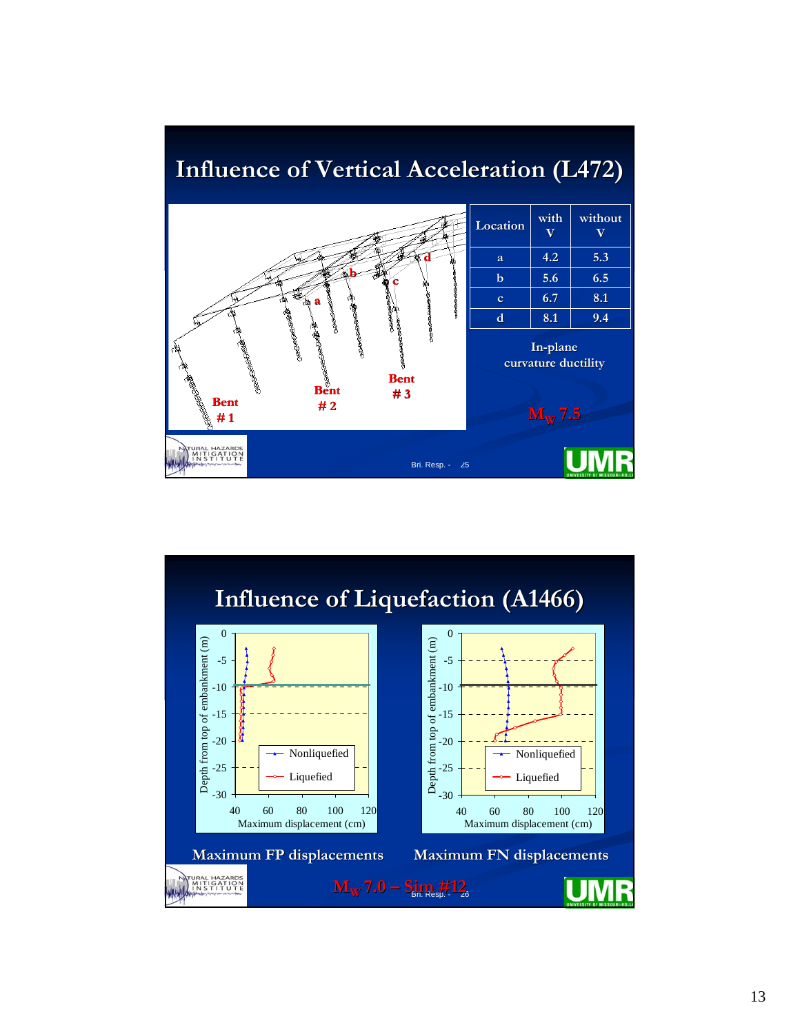## Influence of Vertical Acceleration (L472)

| Location | with V | without V |
|---|---|---|
| a | 4.2 | 5.3 |
| b | 5.6 | 6.5 |
| c | 6.7 | 8.1 |
| d | 8.1 | 9.4 |

In-plane curvature ductility

$M_W$ 7.5

Bent # 1, Bent # 2, Bent # 3

## Influence of Liquefaction (A1466)

Maximum FP displacements

Maximum FN displacements

$M_W$ 7.0 – Sim #12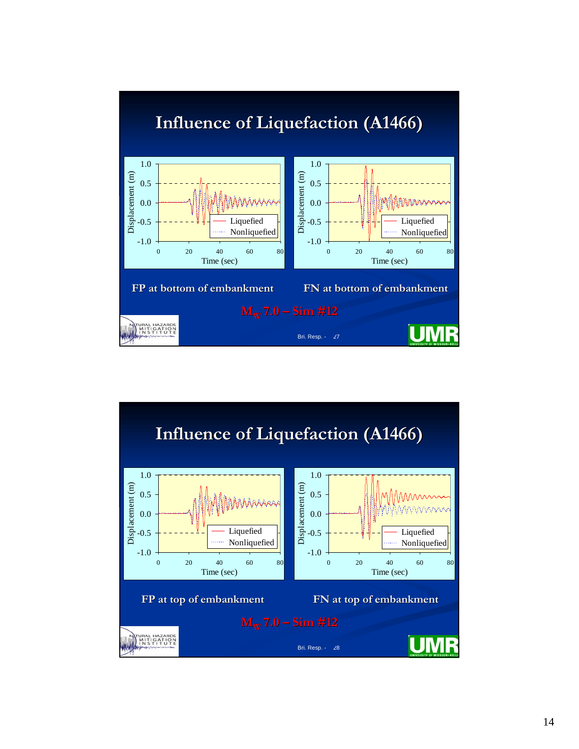## Influence of Liquefaction (A1466)

FP at bottom of embankment

FN at bottom of embankment

$M_W$ 7.0 – Sim #12

## Influence of Liquefaction (A1466)

FP at top of embankment

FN at top of embankment

$M_W$ 7.0 – Sim #12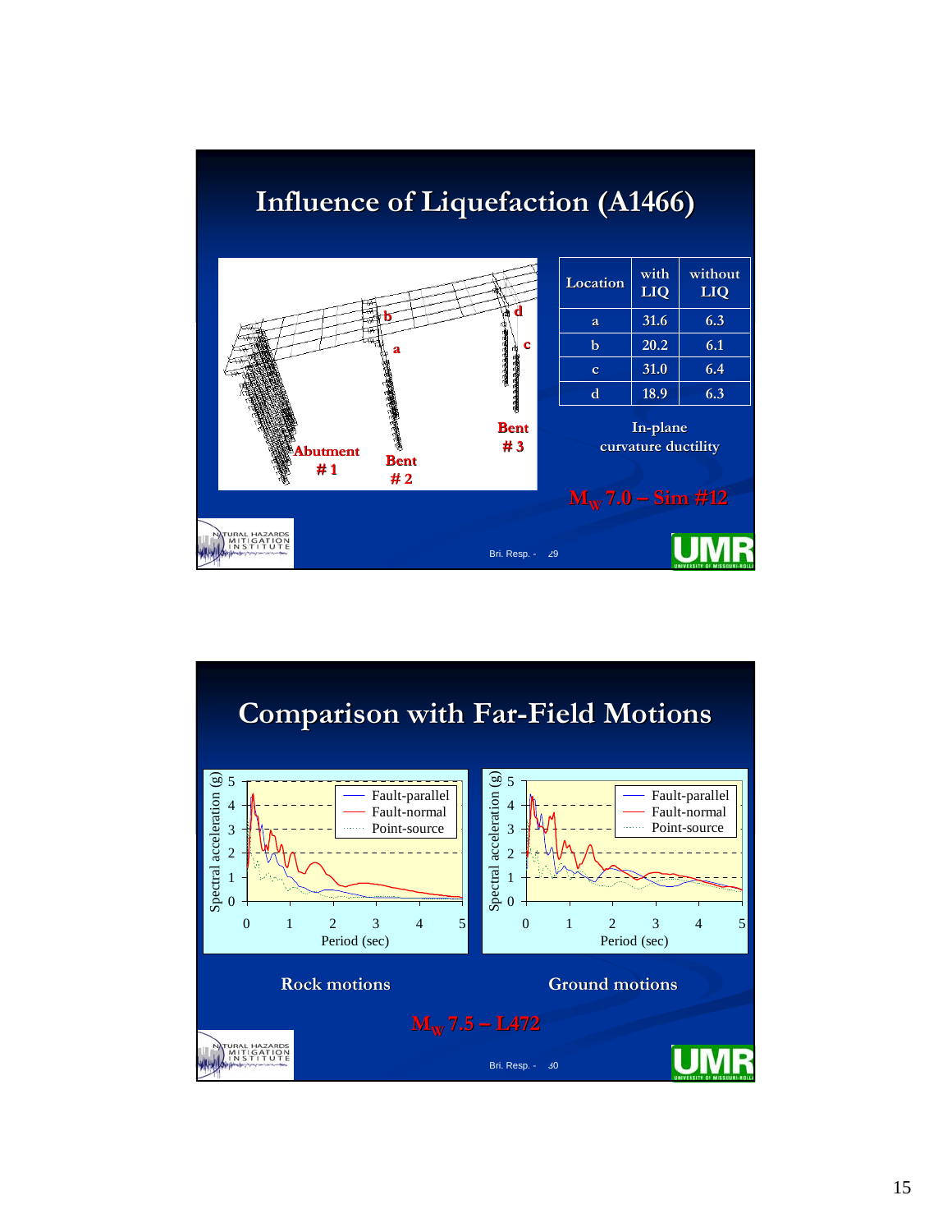## Influence of Liquefaction (A1466)

| Location | with LIQ | without LIQ |
|---|---|---|
| a | 31.6 | 6.3 |
| b | 20.2 | 6.1 |
| c | 31.0 | 6.4 |
| d | 18.9 | 6.3 |

In-plane curvature ductility

$M_W$ 7.0 – Sim #12

## Comparison with Far-Field Motions

Rock motions

Ground motions

$M_W$ 7.5 – L472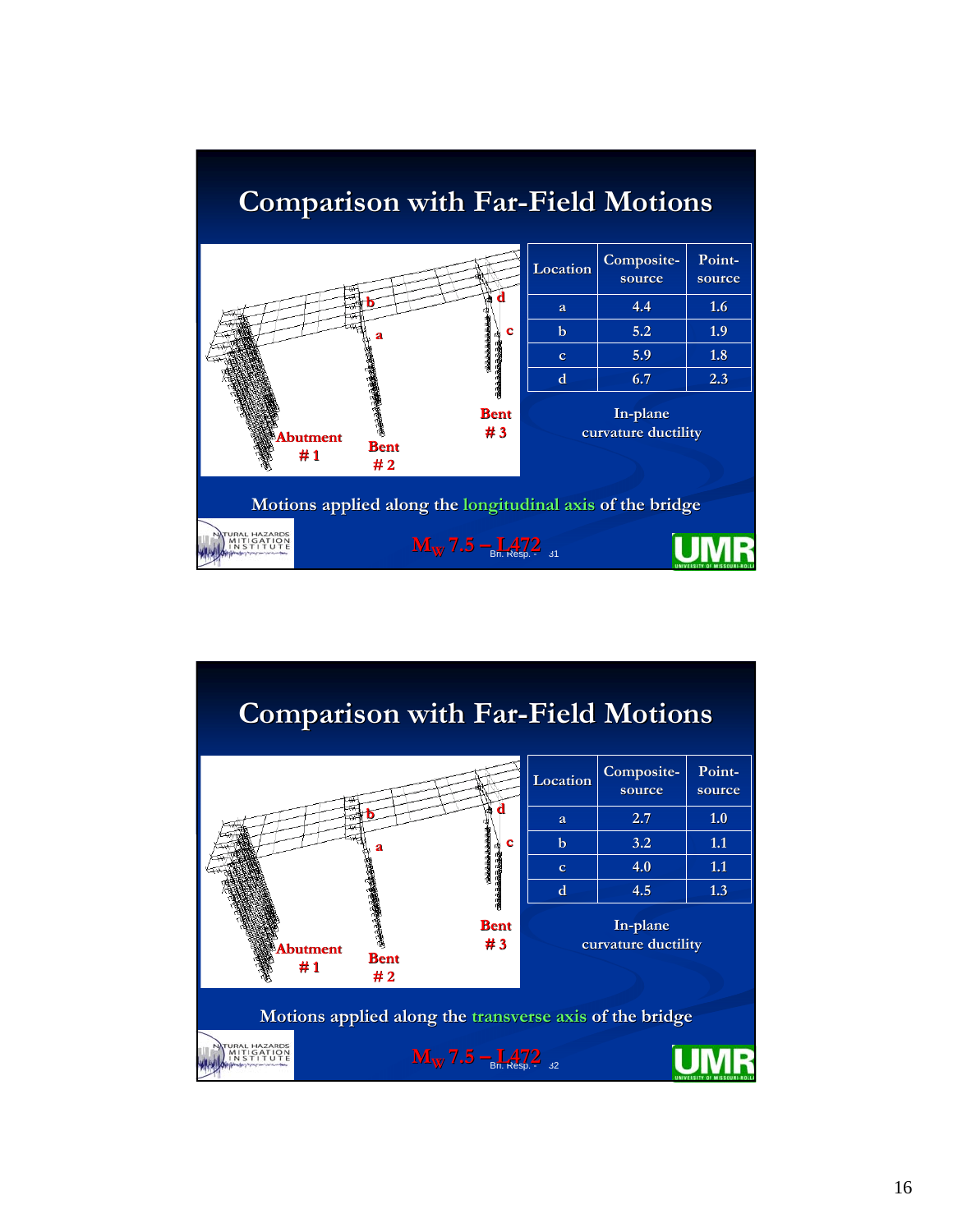## Comparison with Far-Field Motions

| Location | Composite-source | Point-source |
|---|---|---|
| a | 4.4 | 1.6 |
| b | 5.2 | 1.9 |
| c | 5.9 | 1.8 |
| d | 6.7 | 2.3 |

In-plane curvature ductility

Abutment # 1, Bent # 2, Bent # 3

Motions applied along the longitudinal axis of the bridge

$M_W$ 7.5 – L472

## Comparison with Far-Field Motions

| Location | Composite-source | Point-source |
|---|---|---|
| a | 2.7 | 1.0 |
| b | 3.2 | 1.1 |
| c | 4.0 | 1.1 |
| d | 4.5 | 1.3 |

In-plane curvature ductility

Abutment # 1, Bent # 2, Bent # 3

Motions applied along the transverse axis of the bridge

$M_W$ 7.5 – L472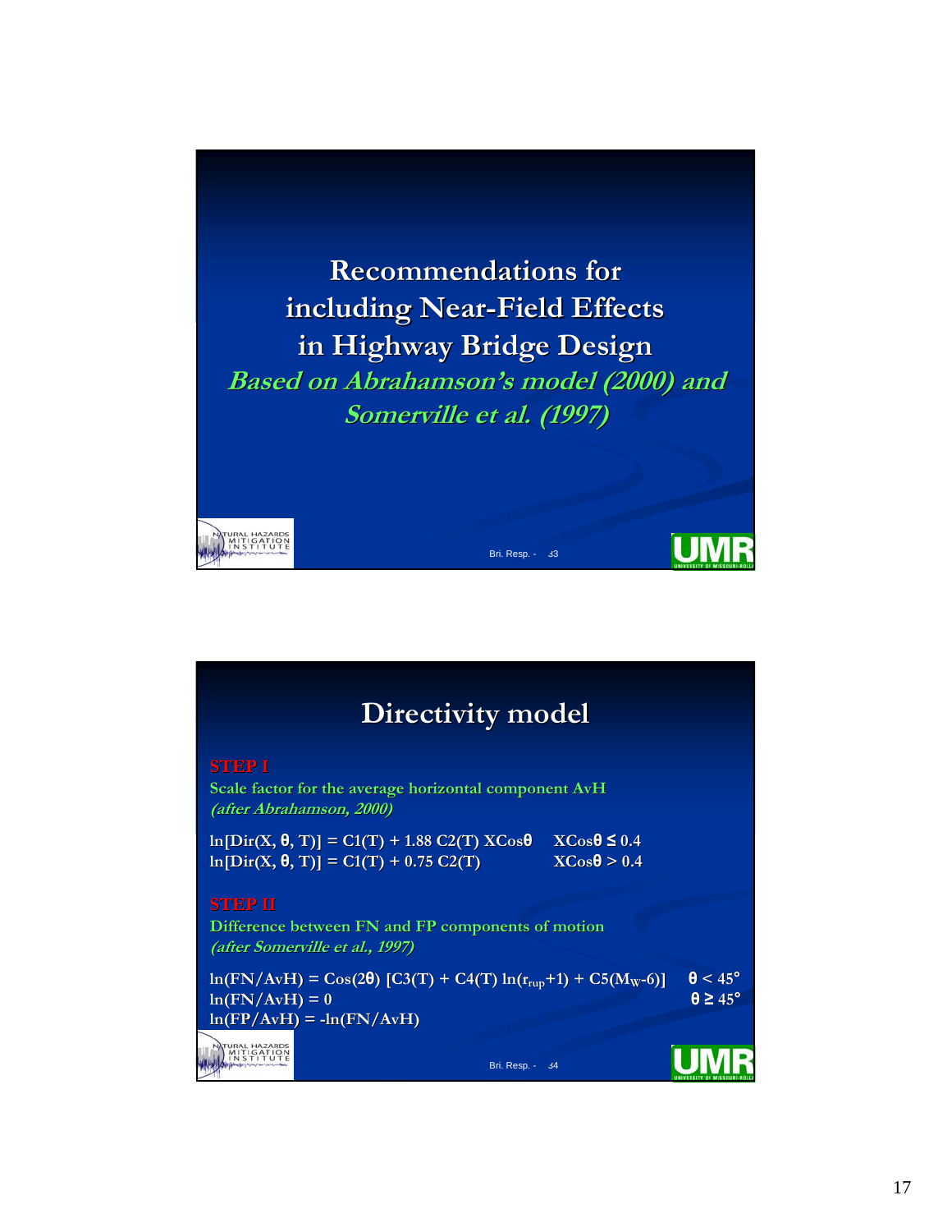# Recommendations for including Near-Field Effects in Highway Bridge Design

***Based on Abrahamson's model (2000) and Somerville et al. (1997)***

## Directivity model

**STEP I**

Scale factor for the average horizontal component AvH

*(after Abrahamson, 2000)*

$$\ln[Dir(X, \theta, T)] = C1(T) + 1.88\ C2(T)\ X\cos\theta \qquad X\cos\theta \leq 0.4$$

$$\ln[Dir(X, \theta, T)] = C1(T) + 0.75\ C2(T) \qquad X\cos\theta > 0.4$$

**STEP II**

Difference between FN and FP components of motion

*(after Somerville et al., 1997)*

$$\ln(FN/AvH) = \cos(2\theta)\ [C3(T) + C4(T)\ \ln(r_{rup}+1) + C5(M_W-6)] \qquad \theta < 45°$$

$$\ln(FN/AvH) = 0 \qquad \theta \geq 45°$$

$$\ln(FP/AvH) = -\ln(FN/AvH)$$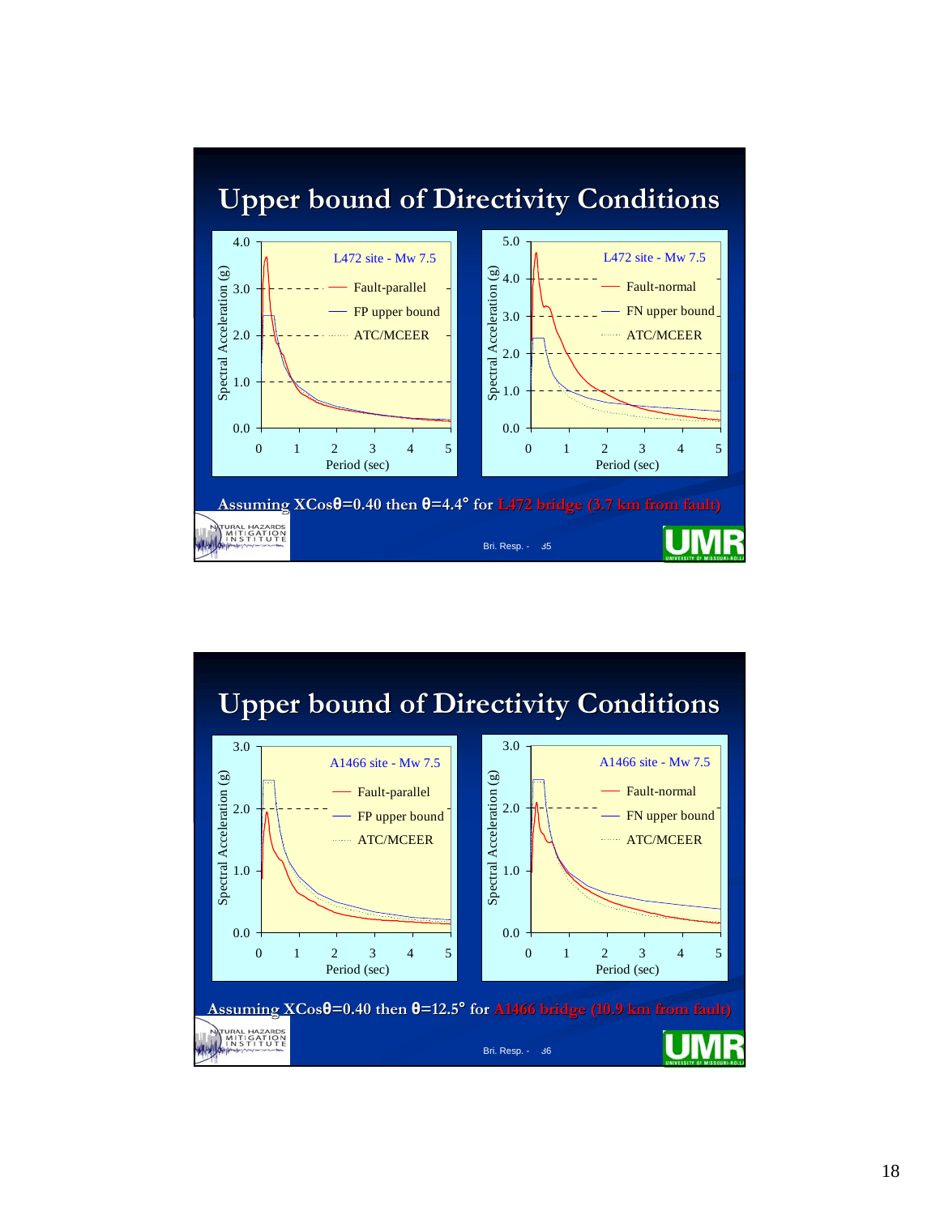## Upper bound of Directivity Conditions

L472 site - Mw 7.5 (Fault-parallel, FP upper bound, ATC/MCEER) — Spectral Acceleration (g) vs. Period (sec)

L472 site - Mw 7.5 (Fault-normal, FN upper bound, ATC/MCEER) — Spectral Acceleration (g) vs. Period (sec)

**Assuming XCosθ=0.40 then θ=4.4° for L472 bridge (3.7 km from fault)**

Bri. Resp. - 35

## Upper bound of Directivity Conditions

A1466 site - Mw 7.5 (Fault-parallel, FP upper bound, ATC/MCEER) — Spectral Acceleration (g) vs. Period (sec)

A1466 site - Mw 7.5 (Fault-normal, FN upper bound, ATC/MCEER) — Spectral Acceleration (g) vs. Period (sec)

**Assuming XCosθ=0.40 then θ=12.5° for A1466 bridge (10.9 km from fault)**

Bri. Resp. - 36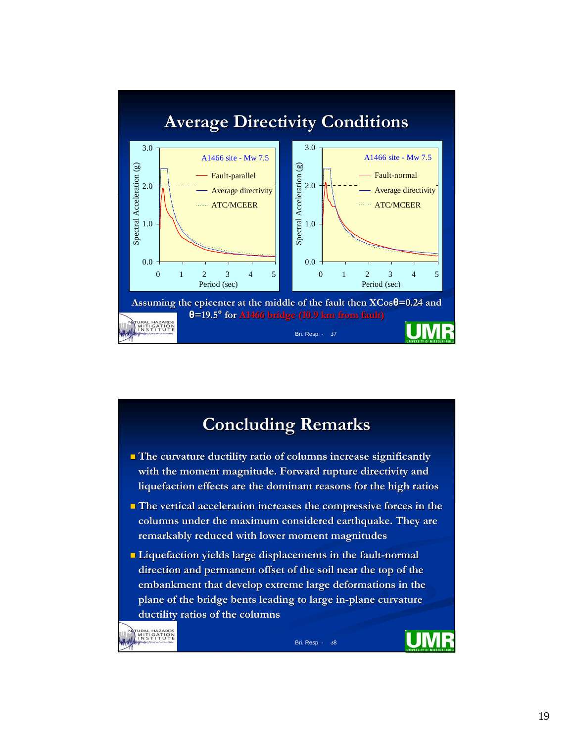## Average Directivity Conditions

Assuming the epicenter at the middle of the fault then $X\cos\theta = 0.24$ and $\theta = 19.5°$ for A1466 bridge (10.9 km from fault)

## Concluding Remarks

- The curvature ductility ratio of columns increase significantly with the moment magnitude. Forward rupture directivity and liquefaction effects are the dominant reasons for the high ratios
- The vertical acceleration increases the compressive forces in the columns under the maximum considered earthquake. They are remarkably reduced with lower moment magnitudes
- Liquefaction yields large displacements in the fault-normal direction and permanent offset of the soil near the top of the embankment that develop extreme large deformations in the plane of the bridge bents leading to large in-plane curvature ductility ratios of the columns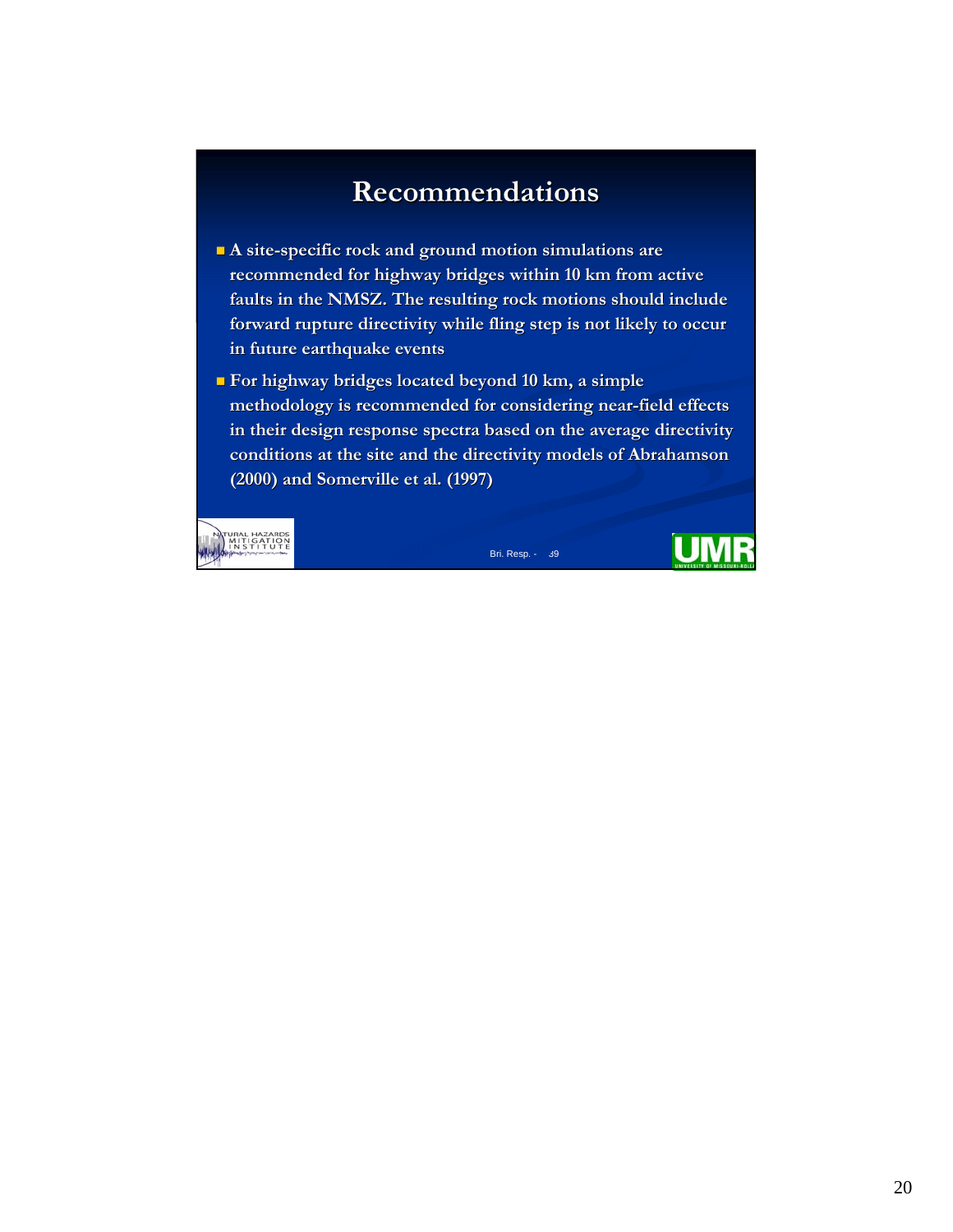# Recommendations

- A site-specific rock and ground motion simulations are recommended for highway bridges within 10 km from active faults in the NMSZ. The resulting rock motions should include forward rupture directivity while fling step is not likely to occur in future earthquake events
- For highway bridges located beyond 10 km, a simple methodology is recommended for considering near-field effects in their design response spectra based on the average directivity conditions at the site and the directivity models of Abrahamson (2000) and Somerville et al. (1997)